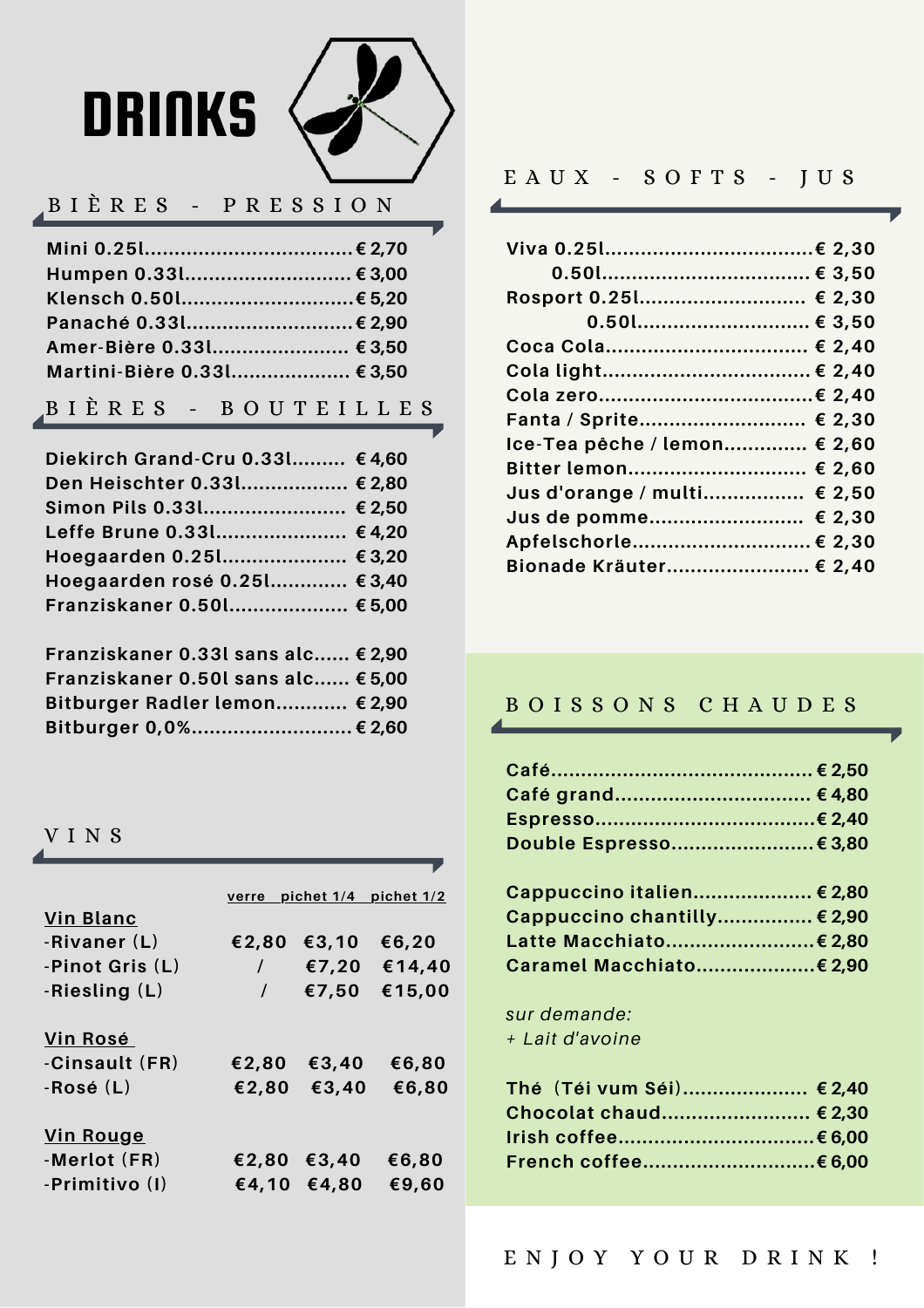# DRINKS

## BIÈRES - PRESSION

- Mini 0.25l.................................. € 2,70
- Humpen 0.33l.......................... € 3,00
- Klensch 0.50l............................ € 5,20
- Panaché 0.33l........................... € 2,90
- Amer-Bière 0.33l...................... € 3,50
- Martini-Bière 0.33l................... € 3,50

## BIÈRES - BOUTEILLES

- Diekirch Grand-Cru 0.33l......... € 4,60
- Den Heischter 0.33l................. € 2,80
- Simon Pils 0.33l....................... € 2,50
- Leffe Brune 0.33l..................... € 4,20
- Hoegaarden 0.25l..................... € 3,20
- Hoegaarden rosé 0.25l............. € 3,40
- Franziskaner 0.50l.................... € 5,00

- Franziskaner 0.33l sans alc...... € 2,90
- Franziskaner 0.50l sans alc...... € 5,00
- Bitburger Radler lemon............ € 2,90
- Bitburger 0,0%.......................... € 2,60

## VINS

| | verre | pichet 1/4 | pichet 1/2 |
|---|---|---|---|
| **Vin Blanc** | | | |
| -Rivaner (L) | €2,80 | €3,10 | €6,20 |
| -Pinot Gris (L) | / | €7,20 | €14,40 |
| -Riesling (L) | / | €7,50 | €15,00 |
| **Vin Rosé** | | | |
| -Cinsault (FR) | €2,80 | €3,40 | €6,80 |
| -Rosé (L) | €2,80 | €3,40 | €6,80 |
| **Vin Rouge** | | | |
| -Merlot (FR) | €2,80 | €3,40 | €6,80 |
| -Primitivo (I) | €4,10 | €4,80 | €9,60 |

## EAUX - SOFTS - JUS

- Viva 0.25l.................................. € 2,30
  - 0.50l.................................. € 3,50
- Rosport 0.25l........................... € 2,30
  - 0.50l............................ € 3,50
- Coca Cola................................. € 2,40
- Cola light.................................. € 2,40
- Cola zero................................... € 2,40
- Fanta / Sprite........................... € 2,30
- Ice-Tea pêche / lemon............. € 2,60
- Bitter lemon.............................. € 2,60
- Jus d'orange / multi................ € 2,50
- Jus de pomme........................... € 2,30
- Apfelschorle.............................. € 2,30
- Bionade Kräuter........................ € 2,40

## BOISSONS CHAUDES

- Café.......................................... € 2,50
- Café grand................................ € 4,80
- Espresso.................................... € 2,40
- Double Espresso....................... € 3,80

- Cappuccino italien................... € 2,80
- Cappuccino chantilly................ € 2,90
- Latte Macchiato........................ € 2,80
- Caramel Macchiato................... € 2,90

*sur demande:*
*+ Lait d'avoine*

- Thé (Téi vum Séi)..................... € 2,40
- Chocolat chaud......................... € 2,30
- Irish coffee................................ € 6,00
- French coffee............................ € 6,00

ENJOY YOUR DRINK !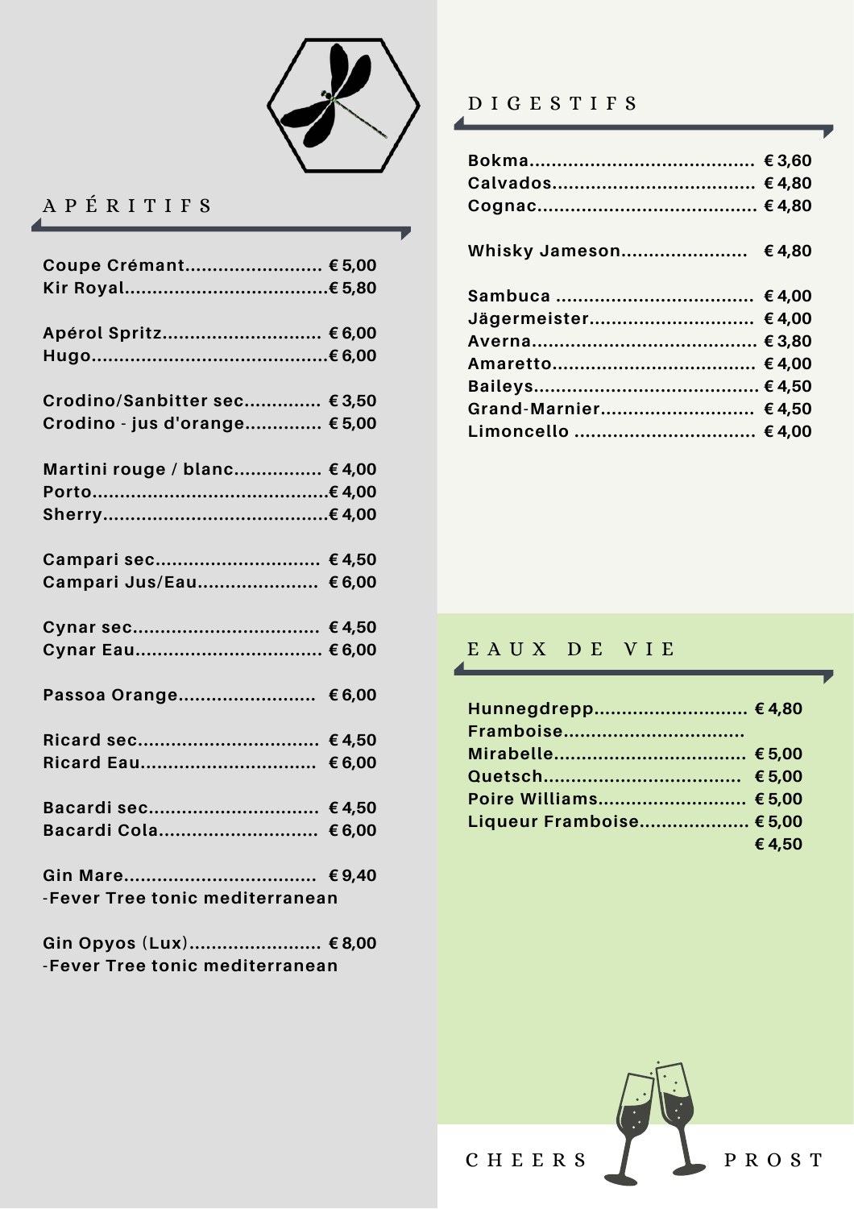## APÉRITIFS

| Item | Price |
|---|---|
| Coupe Crémant | € 5,00 |
| Kir Royal | € 5,80 |
| Apérol Spritz | € 6,00 |
| Hugo | € 6,00 |
| Crodino/Sanbitter sec | € 3,50 |
| Crodino - jus d'orange | € 5,00 |
| Martini rouge / blanc | € 4,00 |
| Porto | € 4,00 |
| Sherry | € 4,00 |
| Campari sec | € 4,50 |
| Campari Jus/Eau | € 6,00 |
| Cynar sec | € 4,50 |
| Cynar Eau | € 6,00 |
| Passoa Orange | € 6,00 |
| Ricard sec | € 4,50 |
| Ricard Eau | € 6,00 |
| Bacardi sec | € 4,50 |
| Bacardi Cola | € 6,00 |
| Gin Mare -Fever Tree tonic mediterranean | € 9,40 |
| Gin Opyos (Lux) -Fever Tree tonic mediterranean | € 8,00 |

## DIGESTIFS

| Item | Price |
|---|---|
| Bokma | € 3,60 |
| Calvados | € 4,80 |
| Cognac | € 4,80 |
| Whisky Jameson | € 4,80 |
| Sambuca | € 4,00 |
| Jägermeister | € 4,00 |
| Averna | € 3,80 |
| Amaretto | € 4,00 |
| Baileys | € 4,50 |
| Grand-Marnier | € 4,50 |
| Limoncello | € 4,00 |

## EAUX DE VIE

| Item | Price |
|---|---|
| Hunnegdrepp | € 4,80 |
| Framboise | |
| Mirabelle | € 5,00 |
| Quetsch | € 5,00 |
| Poire Williams | € 5,00 |
| Liqueur Framboise | € 5,00 |
| | € 4,50 |

CHEERS PROST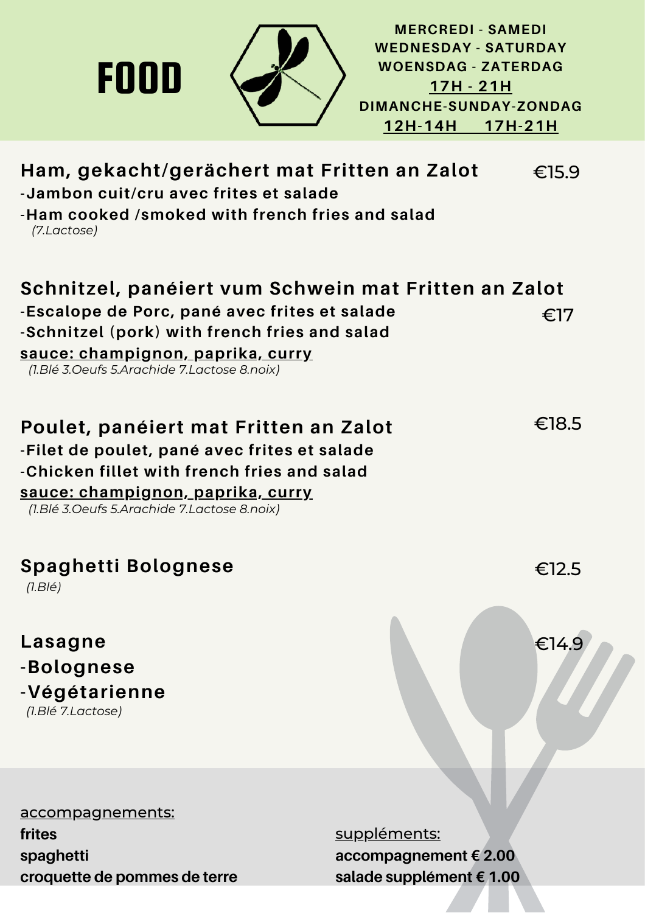# FOOD

**MERCREDI - SAMEDI**
**WEDNESDAY - SATURDAY**
**WOENSDAG - ZATERDAG**
**17H - 21H**
**DIMANCHE-SUNDAY-ZONDAG**
**12H-14H 17H-21H**

## Ham, gekacht/gerächert mat Fritten an Zalot — €15.9

-**Jambon cuit/cru avec frites et salade**
-**Ham cooked /smoked with french fries and salad**
*(7.Lactose)*

## Schnitzel, panéiert vum Schwein mat Fritten an Zalot — €17

-**Escalope de Porc, pané avec frites et salade**
-**Schnitzel (pork) with french fries and salad**
**sauce: champignon, paprika, curry**
*(1.Blé 3.Oeufs 5.Arachide 7.Lactose 8.noix)*

## Poulet, panéiert mat Fritten an Zalot — €18.5

-**Filet de poulet, pané avec frites et salade**
-**Chicken fillet with french fries and salad**
**sauce: champignon, paprika, curry**
*(1.Blé 3.Oeufs 5.Arachide 7.Lactose 8.noix)*

## Spaghetti Bolognese — €12.5

*(1.Blé)*

## Lasagne — €14.9

-**Bolognese**
-**Végétarienne**
*(1.Blé 7.Lactose)*

accompagnements:
**frites**
**spaghetti**
**croquette de pommes de terre**

suppléments:
**accompagnement € 2.00**
**salade supplément € 1.00**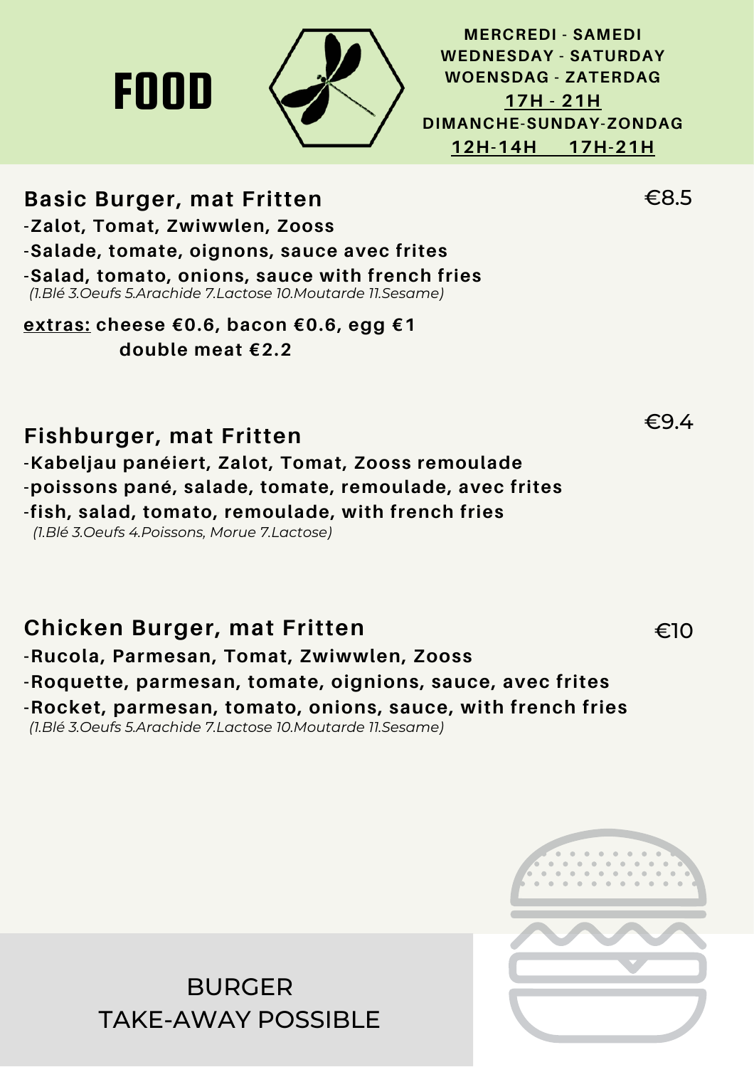# FOOD

**MERCREDI - SAMEDI**
**WEDNESDAY - SATURDAY**
**WOENSDAG - ZATERDAG**
**17H - 21H**
**DIMANCHE-SUNDAY-ZONDAG**
**12H-14H 17H-21H**

## Basic Burger, mat Fritten — €8.5

**-Zalot, Tomat, Zwiwwlen, Zooss**
**-Salade, tomate, oignons, sauce avec frites**
**-Salad, tomato, onions, sauce with french fries**
*(1.Blé 3.Oeufs 5.Arachide 7.Lactose 10.Moutarde 11.Sesame)*

**extras: cheese €0.6, bacon €0.6, egg €1**
**double meat €2.2**

## Fishburger, mat Fritten — €9.4

**-Kabeljau panéiert, Zalot, Tomat, Zooss remoulade**
**-poissons pané, salade, tomate, remoulade, avec frites**
**-fish, salad, tomato, remoulade, with french fries**
*(1.Blé 3.Oeufs 4.Poissons, Morue 7.Lactose)*

## Chicken Burger, mat Fritten — €10

**-Rucola, Parmesan, Tomat, Zwiwwlen, Zooss**
**-Roquette, parmesan, tomate, oignions, sauce, avec frites**
**-Rocket, parmesan, tomato, onions, sauce, with french fries**
*(1.Blé 3.Oeufs 5.Arachide 7.Lactose 10.Moutarde 11.Sesame)*

BURGER
TAKE-AWAY POSSIBLE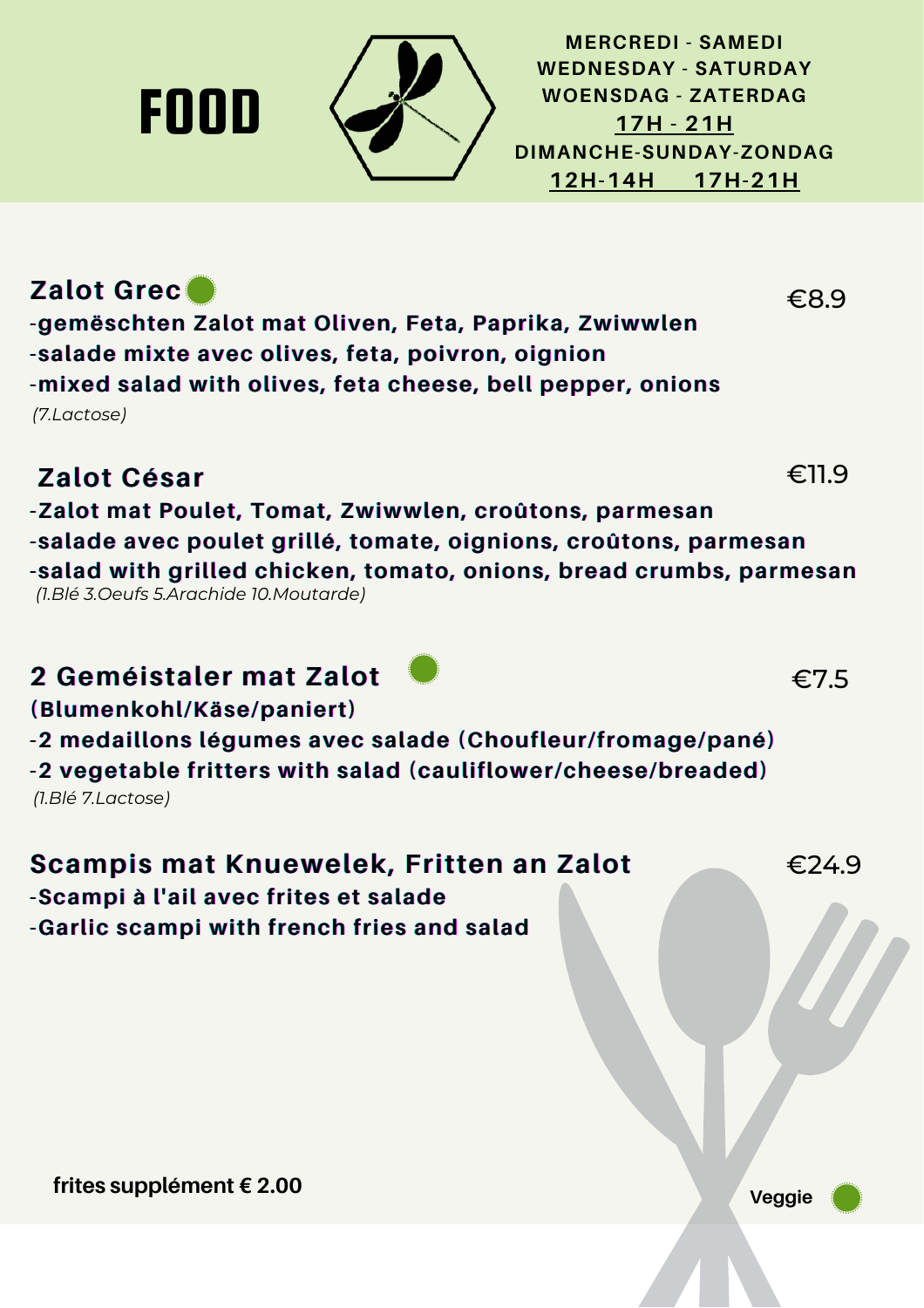# FOOD

MERCREDI - SAMEDI
WEDNESDAY - SATURDAY
WOENSDAG - ZATERDAG
17H - 21H
DIMANCHE-SUNDAY-ZONDAG
12H-14H 17H-21H

## Zalot Grec 🟢 — €8.9

-gemëschten Zalot mat Oliven, Feta, Paprika, Zwiwwlen
-salade mixte avec olives, feta, poivron, oignion
-mixed salad with olives, feta cheese, bell pepper, onions

*(7.Lactose)*

## Zalot César — €11.9

-Zalot mat Poulet, Tomat, Zwiwwlen, croûtons, parmesan
-salade avec poulet grillé, tomate, oignions, croûtons, parmesan
-salad with grilled chicken, tomato, onions, bread crumbs, parmesan

*(1.Blé 3.Oeufs 5.Arachide 10.Moutarde)*

## 2 Geméistaler mat Zalot 🟢 — €7.5

(Blumenkohl/Käse/paniert)
-2 medaillons légumes avec salade (Choufleur/fromage/pané)
-2 vegetable fritters with salad (cauliflower/cheese/breaded)

*(1.Blé 7.Lactose)*

## Scampis mat Knuewelek, Fritten an Zalot — €24.9

-Scampi à l'ail avec frites et salade
-Garlic scampi with french fries and salad

**frites supplément € 2.00**

**Veggie** 🟢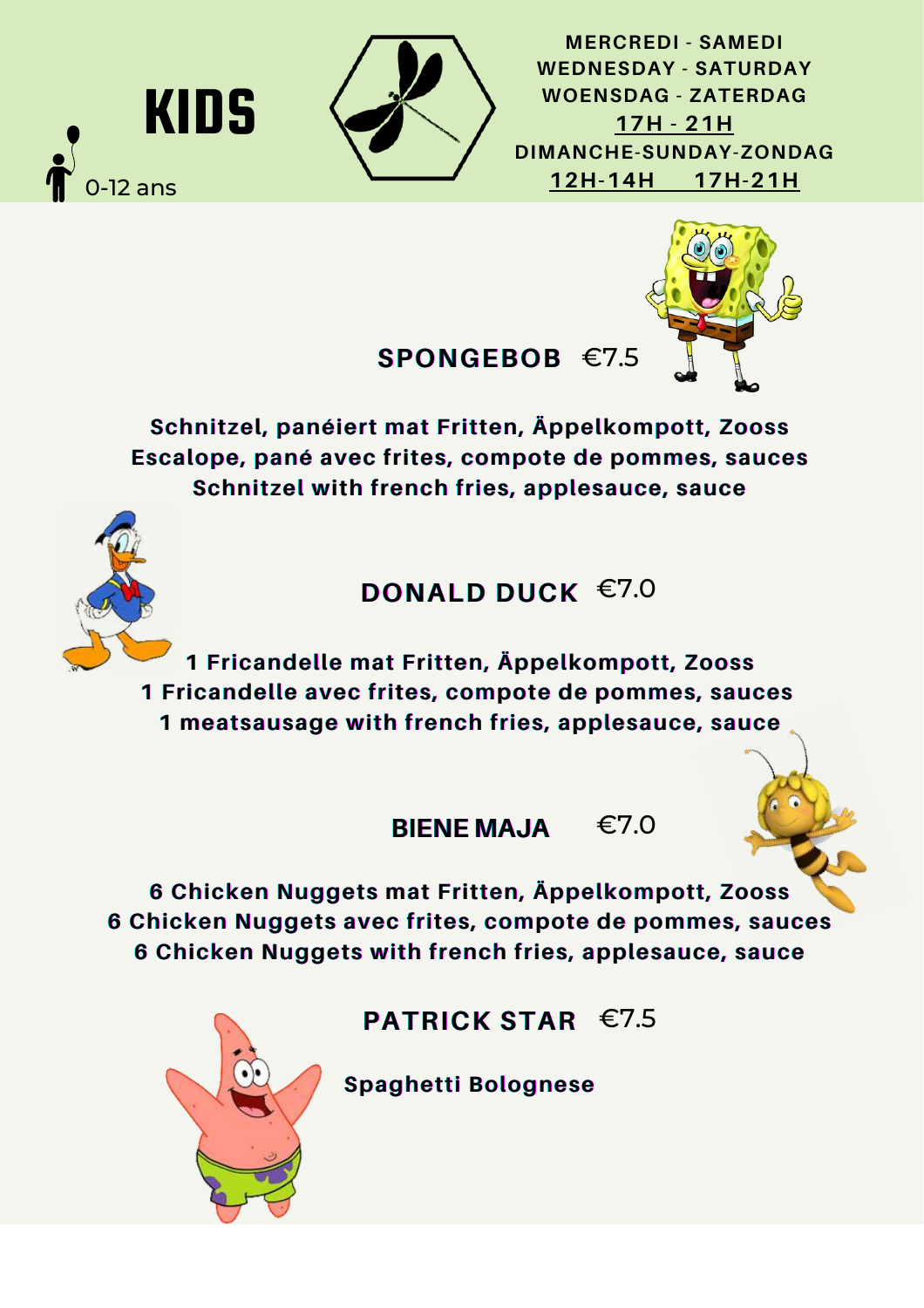# KIDS

0-12 ans

MERCREDI - SAMEDI
WEDNESDAY - SATURDAY
WOENSDAG - ZATERDAG
17H - 21H
DIMANCHE-SUNDAY-ZONDAG
12H-14H 17H-21H

## SPONGEBOB €7.5

**Schnitzel, panéiert mat Fritten, Äppelkompott, Zooss**
**Escalope, pané avec frites, compote de pommes, sauces**
**Schnitzel with french fries, applesauce, sauce**

## DONALD DUCK €7.0

**1 Fricandelle mat Fritten, Äppelkompott, Zooss**
**1 Fricandelle avec frites, compote de pommes, sauces**
**1 meatsausage with french fries, applesauce, sauce**

## BIENE MAJA €7.0

**6 Chicken Nuggets mat Fritten, Äppelkompott, Zooss**
**6 Chicken Nuggets avec frites, compote de pommes, sauces**
**6 Chicken Nuggets with french fries, applesauce, sauce**

## PATRICK STAR €7.5

**Spaghetti Bolognese**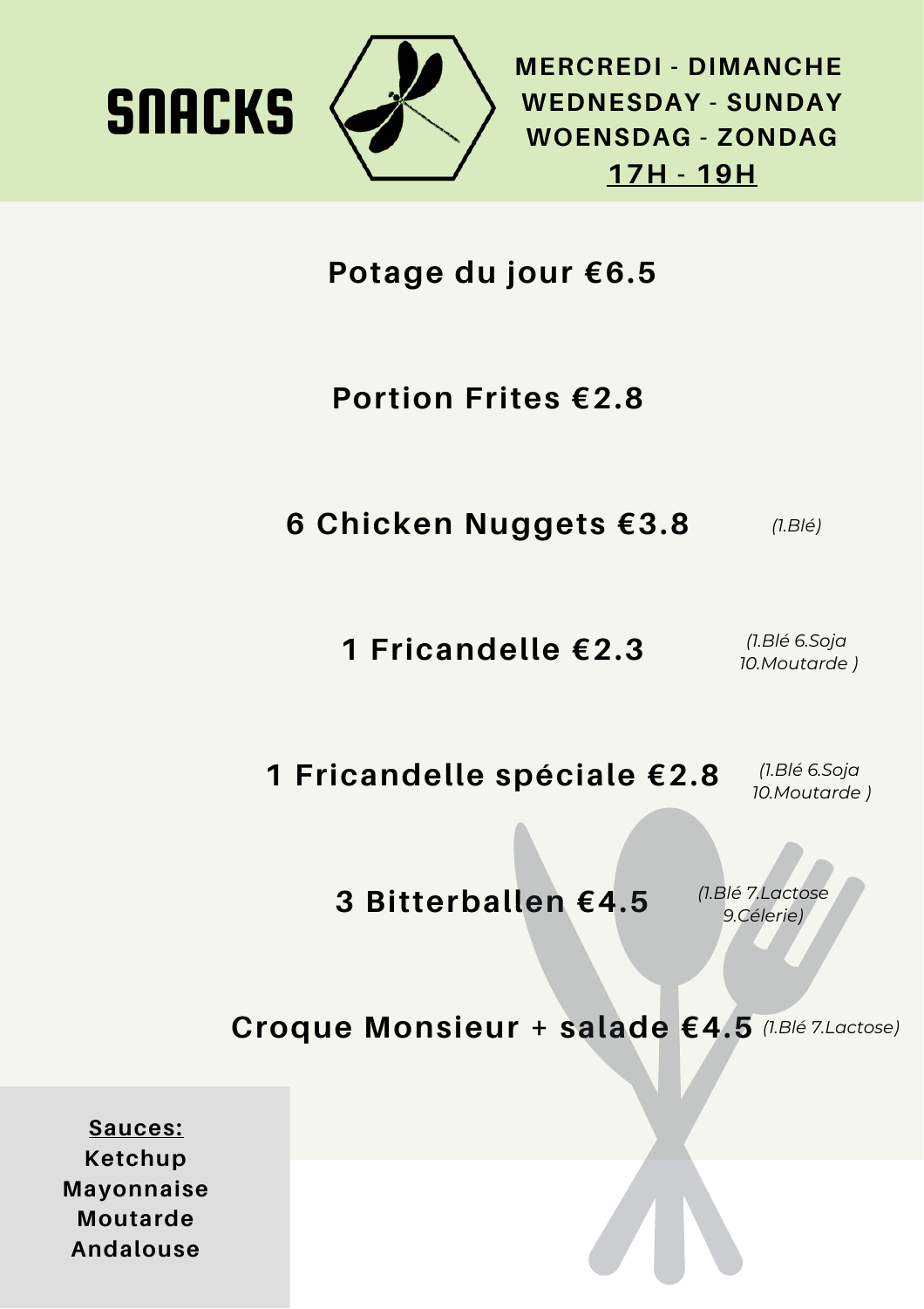# SNACKS

**MERCREDI - DIMANCHE**
**WEDNESDAY - SUNDAY**
**WOENSDAG - ZONDAG**
**17H - 19H**

**Potage du jour €6.5**

**Portion Frites €2.8**

**6 Chicken Nuggets €3.8** *(1.Blé)*

**1 Fricandelle €2.3** *(1.Blé 6.Soja 10.Moutarde )*

**1 Fricandelle spéciale €2.8** *(1.Blé 6.Soja 10.Moutarde )*

**3 Bitterballen €4.5** *(1.Blé 7.Lactose 9.Célerie)*

**Croque Monsieur + salade €4.5** *(1.Blé 7.Lactose)*

**Sauces:**
**Ketchup**
**Mayonnaise**
**Moutarde**
**Andalouse**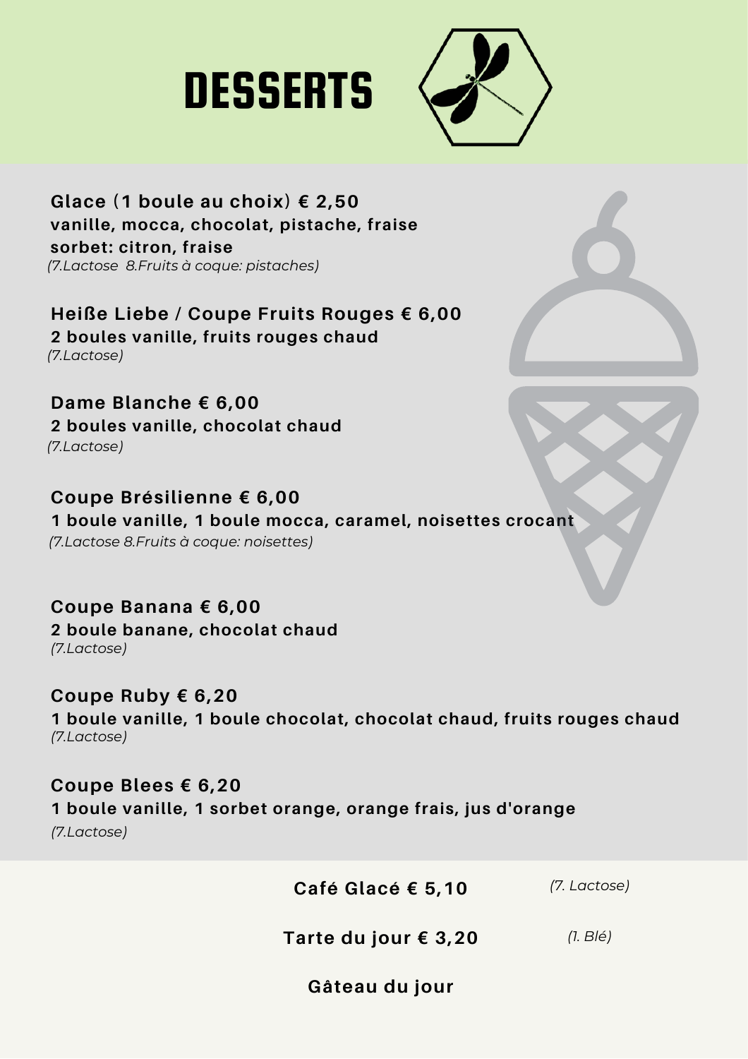# DESSERTS

**Glace (1 boule au choix) € 2,50**
**vanille, mocca, chocolat, pistache, fraise**
**sorbet: citron, fraise**
*(7.Lactose 8.Fruits à coque: pistaches)*

**Heiße Liebe / Coupe Fruits Rouges € 6,00**
**2 boules vanille, fruits rouges chaud**
*(7.Lactose)*

**Dame Blanche € 6,00**
**2 boules vanille, chocolat chaud**
*(7.Lactose)*

**Coupe Brésilienne € 6,00**
**1 boule vanille, 1 boule mocca, caramel, noisettes crocant**
*(7.Lactose 8.Fruits à coque: noisettes)*

**Coupe Banana € 6,00**
**2 boule banane, chocolat chaud**
*(7.Lactose)*

**Coupe Ruby € 6,20**
**1 boule vanille, 1 boule chocolat, chocolat chaud, fruits rouges chaud**
*(7.Lactose)*

**Coupe Blees € 6,20**
**1 boule vanille, 1 sorbet orange, orange frais, jus d'orange**
*(7.Lactose)*

**Café Glacé € 5,10** *(7. Lactose)*

**Tarte du jour € 3,20** *(1. Blé)*

**Gâteau du jour**